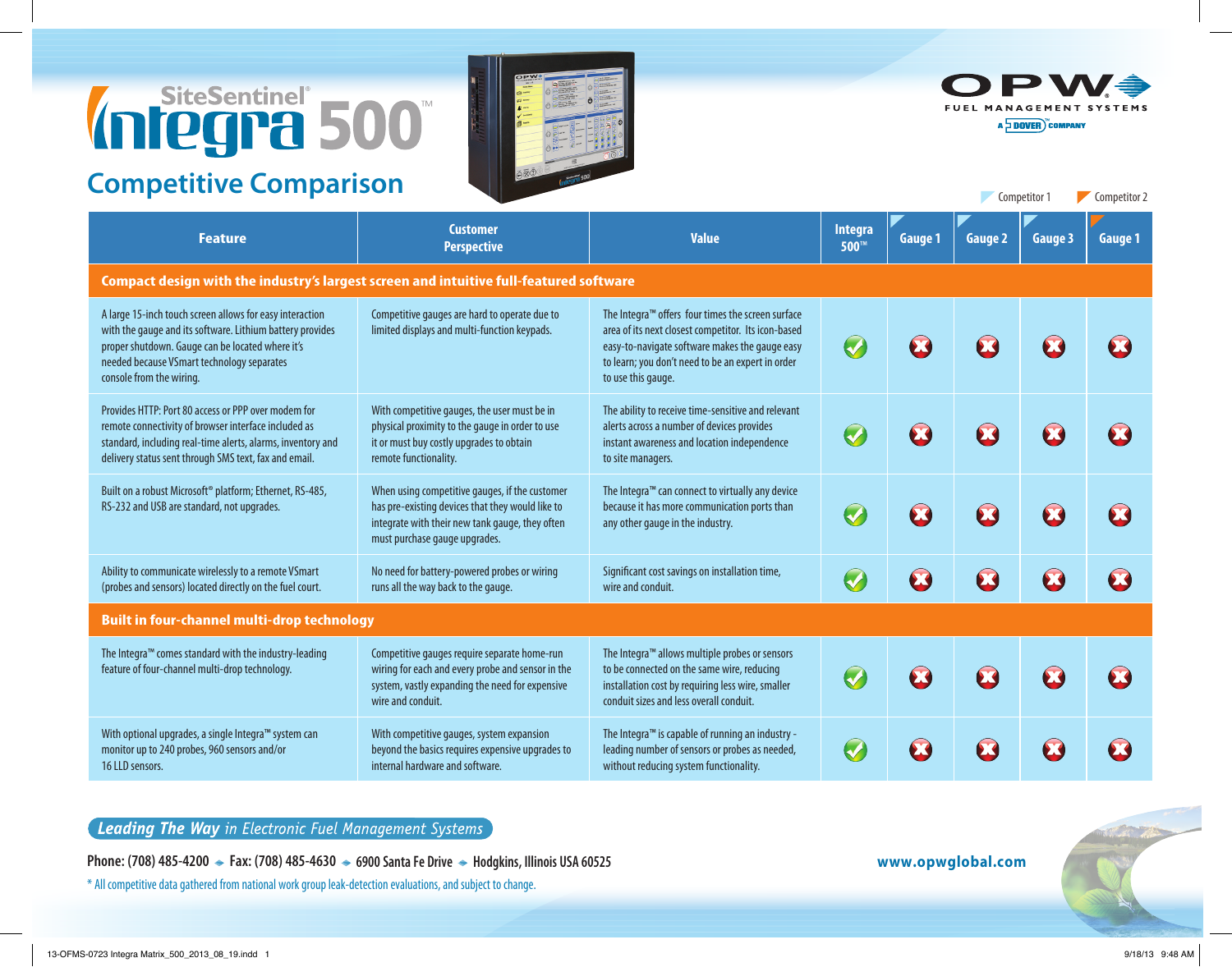# SiteSentinel® Integra 500™

## Competitive Comparison

OPW Fuel Management Systems — A Dover Company

Competitor 1 | Competitor 2

| Feature | Customer Perspective | Value | Integra 500™ | Gauge 1 | Gauge 2 | Gauge 3 | Gauge 1 |
|---|---|---|---|---|---|---|---|
| **Compact design with the industry's largest screen and intuitive full-featured software** | | | | | | | |
| A large 15-inch touch screen allows for easy interaction with the gauge and its software. Lithium battery provides proper shutdown. Gauge can be located where it's needed because VSmart technology separates console from the wiring. | Competitive gauges are hard to operate due to limited displays and multi-function keypads. | The Integra™ offers four times the screen surface area of its next closest competitor. Its icon-based easy-to-navigate software makes the gauge easy to learn; you don't need to be an expert in order to use this gauge. | ✔ | ✘ | ✘ | ✘ | ✘ |
| Provides HTTP: Port 80 access or PPP over modem for remote connectivity of browser interface included as standard, including real-time alerts, alarms, inventory and delivery status sent through SMS text, fax and email. | With competitive gauges, the user must be in physical proximity to the gauge in order to use it or must buy costly upgrades to obtain remote functionality. | The ability to receive time-sensitive and relevant alerts across a number of devices provides instant awareness and location independence to site managers. | ✔ | ✘ | ✘ | ✘ | ✘ |
| Built on a robust Microsoft® platform; Ethernet, RS-485, RS-232 and USB are standard, not upgrades. | When using competitive gauges, if the customer has pre-existing devices that they would like to integrate with their new tank gauge, they often must purchase gauge upgrades. | The Integra™ can connect to virtually any device because it has more communication ports than any other gauge in the industry. | ✔ | ✘ | ✘ | ✘ | ✘ |
| Ability to communicate wirelessly to a remote VSmart (probes and sensors) located directly on the fuel court. | No need for battery-powered probes or wiring runs all the way back to the gauge. | Significant cost savings on installation time, wire and conduit. | ✔ | ✘ | ✘ | ✘ | ✘ |
| **Built in four-channel multi-drop technology** | | | | | | | |
| The Integra™ comes standard with the industry-leading feature of four-channel multi-drop technology. | Competitive gauges require separate home-run wiring for each and every probe and sensor in the system, vastly expanding the need for expensive wire and conduit. | The Integra™ allows multiple probes or sensors to be connected on the same wire, reducing installation cost by requiring less wire, smaller conduit sizes and less overall conduit. | ✔ | ✘ | ✘ | ✘ | ✘ |
| With optional upgrades, a single Integra™ system can monitor up to 240 probes, 960 sensors and/or 16 LLD sensors. | With competitive gauges, system expansion beyond the basics requires expensive upgrades to internal hardware and software. | The Integra™ is capable of running an industry-leading number of sensors or probes as needed, without reducing system functionality. | ✔ | ✘ | ✘ | ✘ | ✘ |

***Leading The Way** in Electronic Fuel Management Systems*

**Phone: (708) 485-4200 ◆ Fax: (708) 485-4630 ◆ 6900 Santa Fe Drive ◆ Hodgkins, Illinois USA 60525**

**www.opwglobal.com**

* All competitive data gathered from national work group leak-detection evaluations, and subject to change.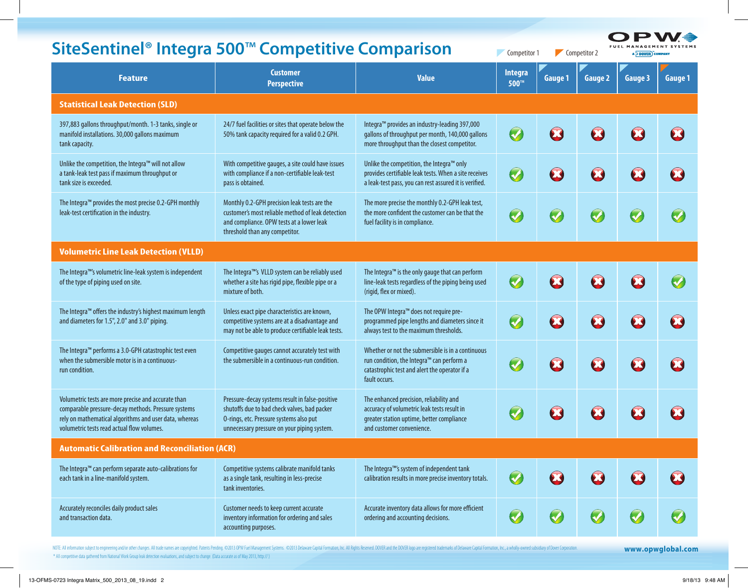# SiteSentinel® Integra 500™ Competitive Comparison

Competitor 1 | Competitor 2

| Feature | Customer Perspective | Value | Integra 500™ | Gauge 1 | Gauge 2 | Gauge 3 | Gauge 1 |
|---|---|---|---|---|---|---|---|
| **Statistical Leak Detection (SLD)** | | | | | | | |
| 397,883 gallons throughput/month. 1-3 tanks, single or manifold installations. 30,000 gallons maximum tank capacity. | 24/7 fuel facilities or sites that operate below the 50% tank capacity required for a valid 0.2 GPH. | Integra™ provides an industry-leading 397,000 gallons of throughput per month, 140,000 gallons more throughput than the closest competitor. | ✓ | ✗ | ✗ | ✗ | ✗ |
| Unlike the competition, the Integra™ will not allow a tank-leak test pass if maximum throughput or tank size is exceeded. | With competitive gauges, a site could have issues with compliance if a non-certifiable leak-test pass is obtained. | Unlike the competition, the Integra™ only provides certifiable leak tests. When a site receives a leak-test pass, you can rest assured it is verified. | ✓ | ✗ | ✗ | ✗ | ✗ |
| The Integra™ provides the most precise 0.2-GPH monthly leak-test certification in the industry. | Monthly 0.2-GPH precision leak tests are the customer's most reliable method of leak detection and compliance. OPW tests at a lower leak threshold than any competitor. | The more precise the monthly 0.2-GPH leak test, the more confident the customer can be that the fuel facility is in compliance. | ✓ | ✓ | ✓ | ✓ | ✓ |
| **Volumetric Line Leak Detection (VLLD)** | | | | | | | |
| The Integra™'s volumetric line-leak system is independent of the type of piping used on site. | The Integra™'s VLLD system can be reliably used whether a site has rigid pipe, flexible pipe or a mixture of both. | The Integra™ is the only gauge that can perform line-leak tests regardless of the piping being used (rigid, flex or mixed). | ✓ | ✗ | ✗ | ✗ | ✓ |
| The Integra™ offers the industry's highest maximum length and diameters for 1.5", 2.0" and 3.0" piping. | Unless exact pipe characteristics are known, competitive systems are at a disadvantage and may not be able to produce certifiable leak tests. | The OPW Integra™ does not require pre-programmed pipe lengths and diameters since it always test to the maximum thresholds. | ✓ | ✗ | ✗ | ✗ | ✗ |
| The Integra™ performs a 3.0-GPH catastrophic test even when the submersible motor is in a continuous-run condition. | Competitive gauges cannot accurately test with the submersible in a continuous-run condition. | Whether or not the submersible is in a continuous run condition, the Integra™ can perform a catastrophic test and alert the operator if a fault occurs. | ✓ | ✗ | ✗ | ✗ | ✗ |
| Volumetric tests are more precise and accurate than comparable pressure-decay methods. Pressure systems rely on mathematical algorithms and user data, whereas volumetric tests read actual flow volumes. | Pressure-decay systems result in false-positive shutoffs due to bad check valves, bad packer O-rings, etc. Pressure systems also put unnecessary pressure on your piping system. | The enhanced precision, reliability and accuracy of volumetric leak tests result in greater station uptime, better compliance and customer convenience. | ✓ | ✗ | ✗ | ✗ | ✗ |
| **Automatic Calibration and Reconciliation (ACR)** | | | | | | | |
| The Integra™ can perform separate auto-calibrations for each tank in a line-manifold system. | Competitive systems calibrate manifold tanks as a single tank, resulting in less-precise tank inventories. | The Integra™'s system of independent tank calibration results in more precise inventory totals. | ✓ | ✗ | ✗ | ✗ | ✗ |
| Accurately reconciles daily product sales and transaction data. | Customer needs to keep current accurate inventory information for ordering and sales accounting purposes. | Accurate inventory data allows for more efficient ordering and accounting decisions. | ✓ | ✓ | ✓ | ✓ | ✓ |

NOTE: All information subject to engineering and/or other changes. All trade names are copyrighted. Patents Pending. ©2013 OPW Fuel Management Systems. ©2013 Delaware Capital Formation, Inc. All Rights Reserved. DOVER and the DOVER logo are registered trademarks of Delaware Capital Formation, Inc., a wholly-owned subsidiary of Dover Corporation.

* All competitive data gathered from National Work Group leak detection evaluations, and subject to change. (Data accurate as of May 2013, http:// )

www.opwglobal.com